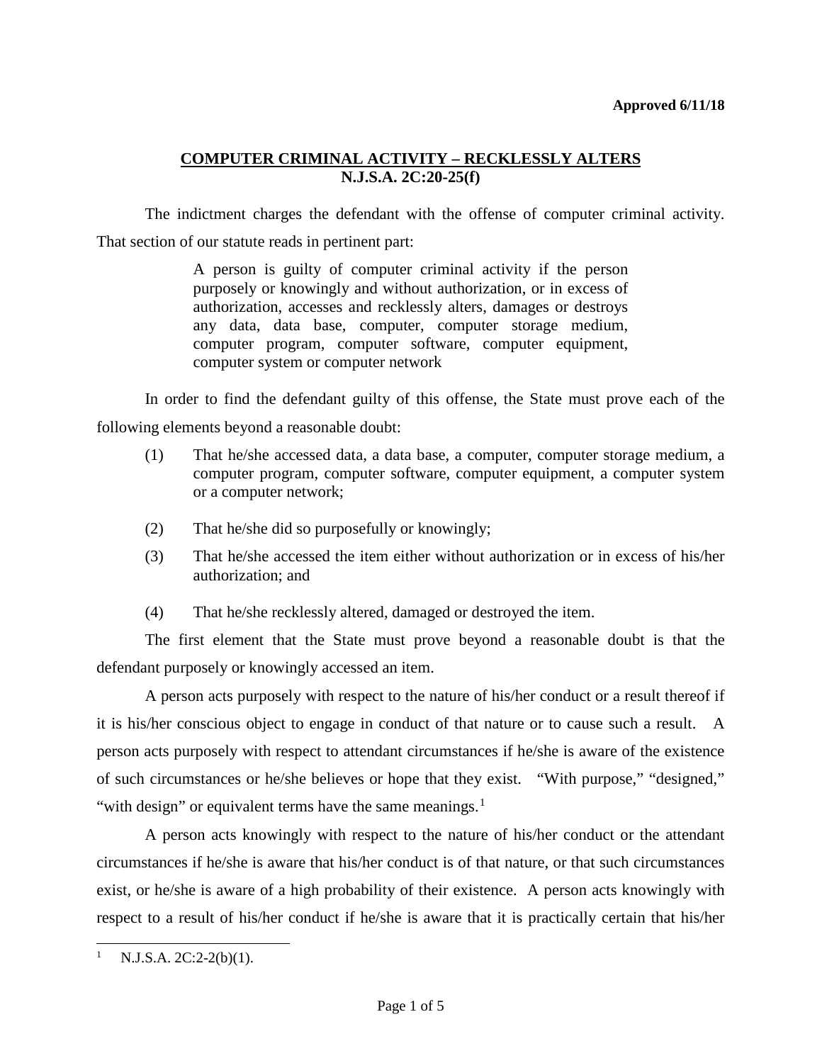**Approved 6/11/18**

## COMPUTER CRIMINAL ACTIVITY – RECKLESSLY ALTERS
## N.J.S.A. 2C:20-25(f)

The indictment charges the defendant with the offense of computer criminal activity. That section of our statute reads in pertinent part:

> A person is guilty of computer criminal activity if the person purposely or knowingly and without authorization, or in excess of authorization, accesses and recklessly alters, damages or destroys any data, data base, computer, computer storage medium, computer program, computer software, computer equipment, computer system or computer network

In order to find the defendant guilty of this offense, the State must prove each of the following elements beyond a reasonable doubt:

(1) That he/she accessed data, a data base, a computer, computer storage medium, a computer program, computer software, computer equipment, a computer system or a computer network;

(2) That he/she did so purposefully or knowingly;

(3) That he/she accessed the item either without authorization or in excess of his/her authorization; and

(4) That he/she recklessly altered, damaged or destroyed the item.

The first element that the State must prove beyond a reasonable doubt is that the defendant purposely or knowingly accessed an item.

A person acts purposely with respect to the nature of his/her conduct or a result thereof if it is his/her conscious object to engage in conduct of that nature or to cause such a result. A person acts purposely with respect to attendant circumstances if he/she is aware of the existence of such circumstances or he/she believes or hope that they exist. "With purpose," "designed," "with design" or equivalent terms have the same meanings.[1]

A person acts knowingly with respect to the nature of his/her conduct or the attendant circumstances if he/she is aware that his/her conduct is of that nature, or that such circumstances exist, or he/she is aware of a high probability of their existence. A person acts knowingly with respect to a result of his/her conduct if he/she is aware that it is practically certain that his/her

---

[1] N.J.S.A. 2C:2-2(b)(1).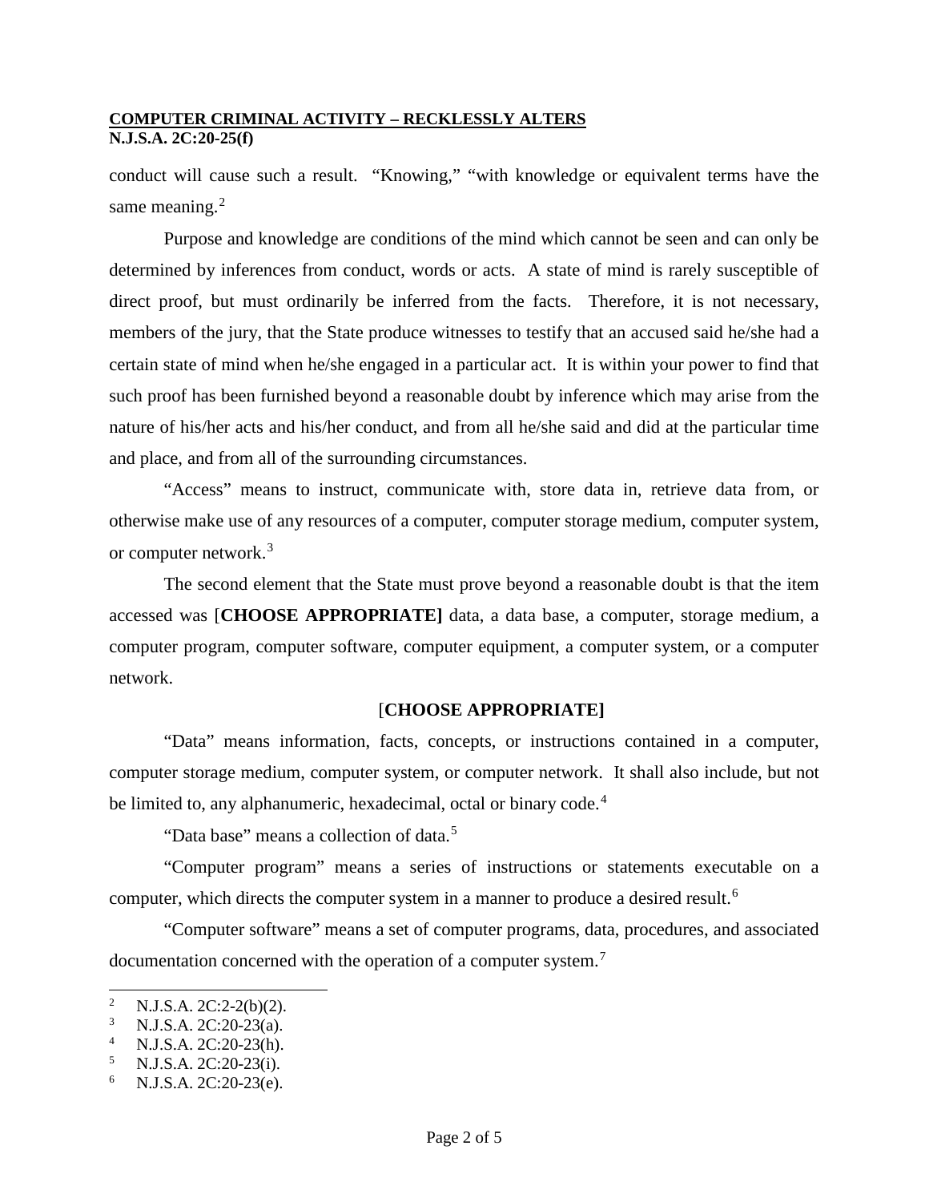conduct will cause such a result. "Knowing," "with knowledge or equivalent terms have the same meaning.[2]

Purpose and knowledge are conditions of the mind which cannot be seen and can only be determined by inferences from conduct, words or acts. A state of mind is rarely susceptible of direct proof, but must ordinarily be inferred from the facts. Therefore, it is not necessary, members of the jury, that the State produce witnesses to testify that an accused said he/she had a certain state of mind when he/she engaged in a particular act. It is within your power to find that such proof has been furnished beyond a reasonable doubt by inference which may arise from the nature of his/her acts and his/her conduct, and from all he/she said and did at the particular time and place, and from all of the surrounding circumstances.

"Access" means to instruct, communicate with, store data in, retrieve data from, or otherwise make use of any resources of a computer, computer storage medium, computer system, or computer network.[3]

The second element that the State must prove beyond a reasonable doubt is that the item accessed was [**CHOOSE APPROPRIATE]** data, a data base, a computer, storage medium, a computer program, computer software, computer equipment, a computer system, or a computer network.

[**CHOOSE APPROPRIATE]**

"Data" means information, facts, concepts, or instructions contained in a computer, computer storage medium, computer system, or computer network. It shall also include, but not be limited to, any alphanumeric, hexadecimal, octal or binary code.[4]

"Data base" means a collection of data.[5]

"Computer program" means a series of instructions or statements executable on a computer, which directs the computer system in a manner to produce a desired result.[6]

"Computer software" means a set of computer programs, data, procedures, and associated documentation concerned with the operation of a computer system.[7]

---

[2] N.J.S.A. 2C:2-2(b)(2).
[3] N.J.S.A. 2C:20-23(a).
[4] N.J.S.A. 2C:20-23(h).
[5] N.J.S.A. 2C:20-23(i).
[6] N.J.S.A. 2C:20-23(e).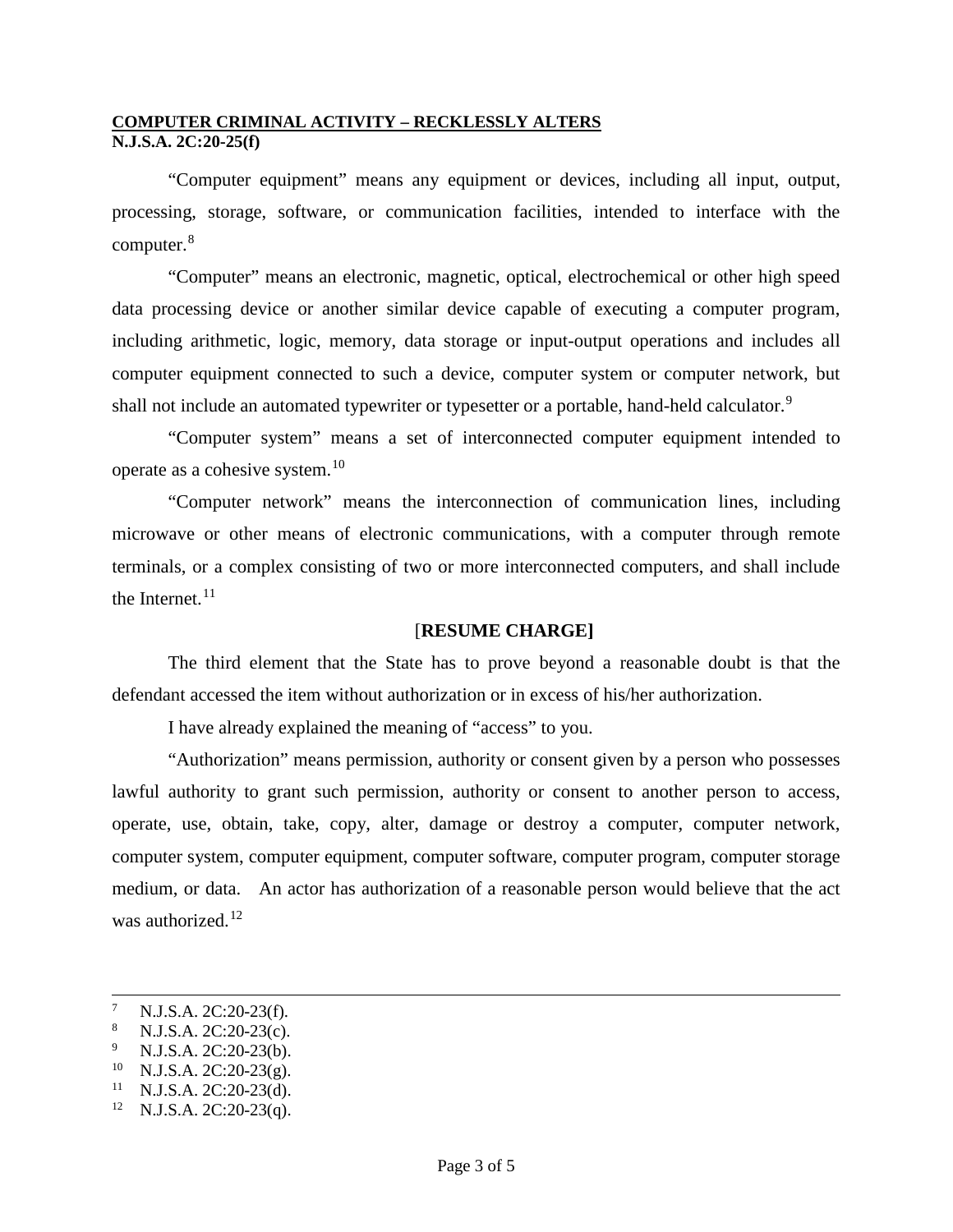“Computer equipment” means any equipment or devices, including all input, output, processing, storage, software, or communication facilities, intended to interface with the computer.[8]

“Computer” means an electronic, magnetic, optical, electrochemical or other high speed data processing device or another similar device capable of executing a computer program, including arithmetic, logic, memory, data storage or input-output operations and includes all computer equipment connected to such a device, computer system or computer network, but shall not include an automated typewriter or typesetter or a portable, hand-held calculator.[9]

“Computer system” means a set of interconnected computer equipment intended to operate as a cohesive system.[10]

“Computer network” means the interconnection of communication lines, including microwave or other means of electronic communications, with a computer through remote terminals, or a complex consisting of two or more interconnected computers, and shall include the Internet.[11]

**[RESUME CHARGE]**

The third element that the State has to prove beyond a reasonable doubt is that the defendant accessed the item without authorization or in excess of his/her authorization.

I have already explained the meaning of “access” to you.

“Authorization” means permission, authority or consent given by a person who possesses lawful authority to grant such permission, authority or consent to another person to access, operate, use, obtain, take, copy, alter, damage or destroy a computer, computer network, computer system, computer equipment, computer software, computer program, computer storage medium, or data. An actor has authorization of a reasonable person would believe that the act was authorized.[12]

---

7 N.J.S.A. 2C:20-23(f).
8 N.J.S.A. 2C:20-23(c).
9 N.J.S.A. 2C:20-23(b).
10 N.J.S.A. 2C:20-23(g).
11 N.J.S.A. 2C:20-23(d).
12 N.J.S.A. 2C:20-23(q).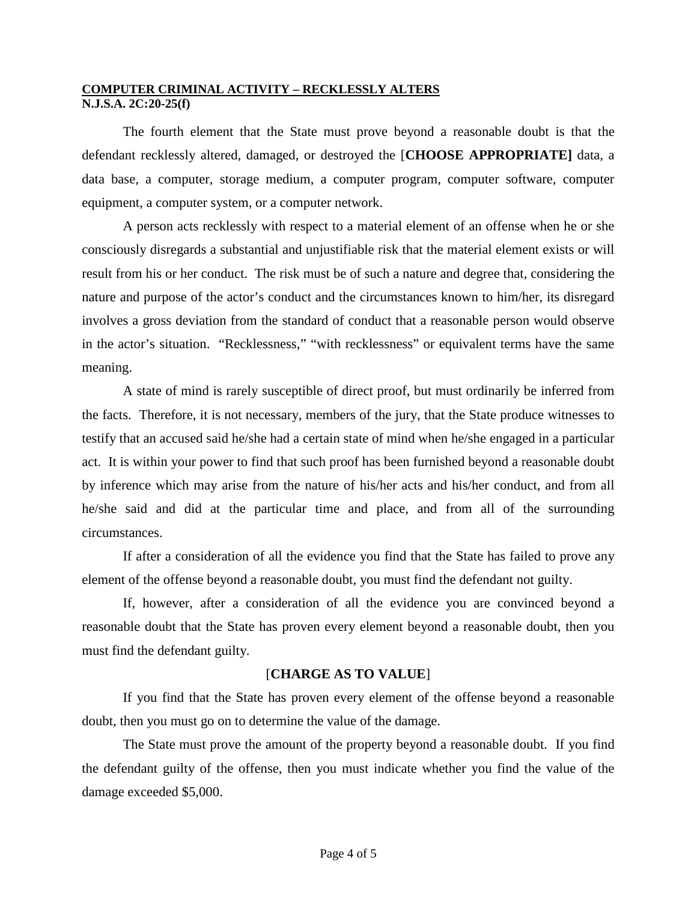**COMPUTER CRIMINAL ACTIVITY – RECKLESSLY ALTERS**
**N.J.S.A. 2C:20-25(f)**

The fourth element that the State must prove beyond a reasonable doubt is that the defendant recklessly altered, damaged, or destroyed the [**CHOOSE APPROPRIATE]** data, a data base, a computer, storage medium, a computer program, computer software, computer equipment, a computer system, or a computer network.

A person acts recklessly with respect to a material element of an offense when he or she consciously disregards a substantial and unjustifiable risk that the material element exists or will result from his or her conduct. The risk must be of such a nature and degree that, considering the nature and purpose of the actor's conduct and the circumstances known to him/her, its disregard involves a gross deviation from the standard of conduct that a reasonable person would observe in the actor's situation. "Recklessness," "with recklessness" or equivalent terms have the same meaning.

A state of mind is rarely susceptible of direct proof, but must ordinarily be inferred from the facts. Therefore, it is not necessary, members of the jury, that the State produce witnesses to testify that an accused said he/she had a certain state of mind when he/she engaged in a particular act. It is within your power to find that such proof has been furnished beyond a reasonable doubt by inference which may arise from the nature of his/her acts and his/her conduct, and from all he/she said and did at the particular time and place, and from all of the surrounding circumstances.

If after a consideration of all the evidence you find that the State has failed to prove any element of the offense beyond a reasonable doubt, you must find the defendant not guilty.

If, however, after a consideration of all the evidence you are convinced beyond a reasonable doubt that the State has proven every element beyond a reasonable doubt, then you must find the defendant guilty.

[**CHARGE AS TO VALUE**]

If you find that the State has proven every element of the offense beyond a reasonable doubt, then you must go on to determine the value of the damage.

The State must prove the amount of the property beyond a reasonable doubt. If you find the defendant guilty of the offense, then you must indicate whether you find the value of the damage exceeded $5,000.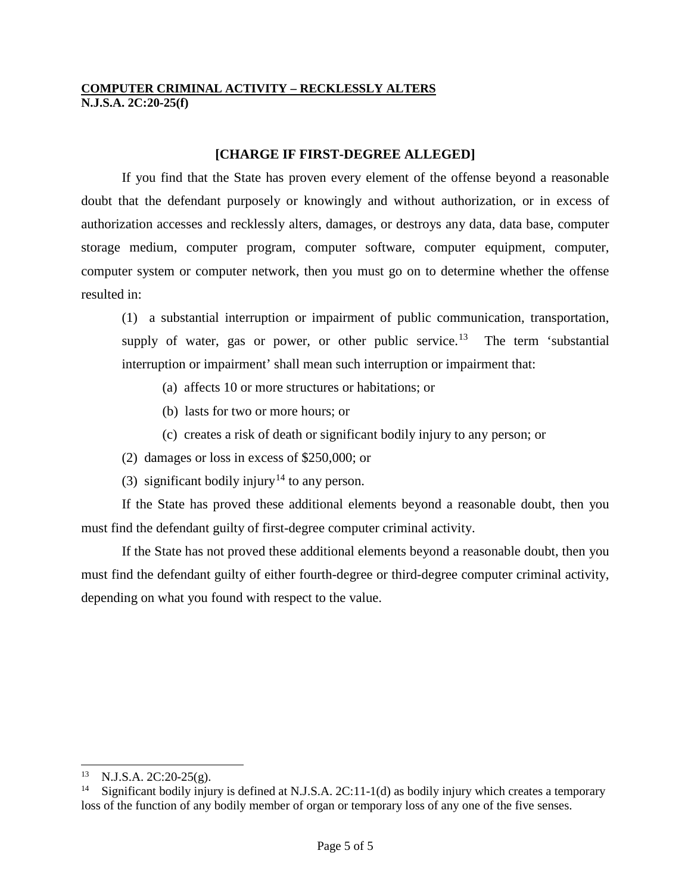**COMPUTER CRIMINAL ACTIVITY – RECKLESSLY ALTERS**
**N.J.S.A. 2C:20-25(f)**

**[CHARGE IF FIRST-DEGREE ALLEGED]**

If you find that the State has proven every element of the offense beyond a reasonable doubt that the defendant purposely or knowingly and without authorization, or in excess of authorization accesses and recklessly alters, damages, or destroys any data, data base, computer storage medium, computer program, computer software, computer equipment, computer, computer system or computer network, then you must go on to determine whether the offense resulted in:

(1) a substantial interruption or impairment of public communication, transportation, supply of water, gas or power, or other public service.[13] The term 'substantial interruption or impairment' shall mean such interruption or impairment that:

(a) affects 10 or more structures or habitations; or

(b) lasts for two or more hours; or

(c) creates a risk of death or significant bodily injury to any person; or

(2) damages or loss in excess of $250,000; or

(3) significant bodily injury[14] to any person.

If the State has proved these additional elements beyond a reasonable doubt, then you must find the defendant guilty of first-degree computer criminal activity.

If the State has not proved these additional elements beyond a reasonable doubt, then you must find the defendant guilty of either fourth-degree or third-degree computer criminal activity, depending on what you found with respect to the value.

---

[13] N.J.S.A. 2C:20-25(g).

[14] Significant bodily injury is defined at N.J.S.A. 2C:11-1(d) as bodily injury which creates a temporary loss of the function of any bodily member of organ or temporary loss of any one of the five senses.